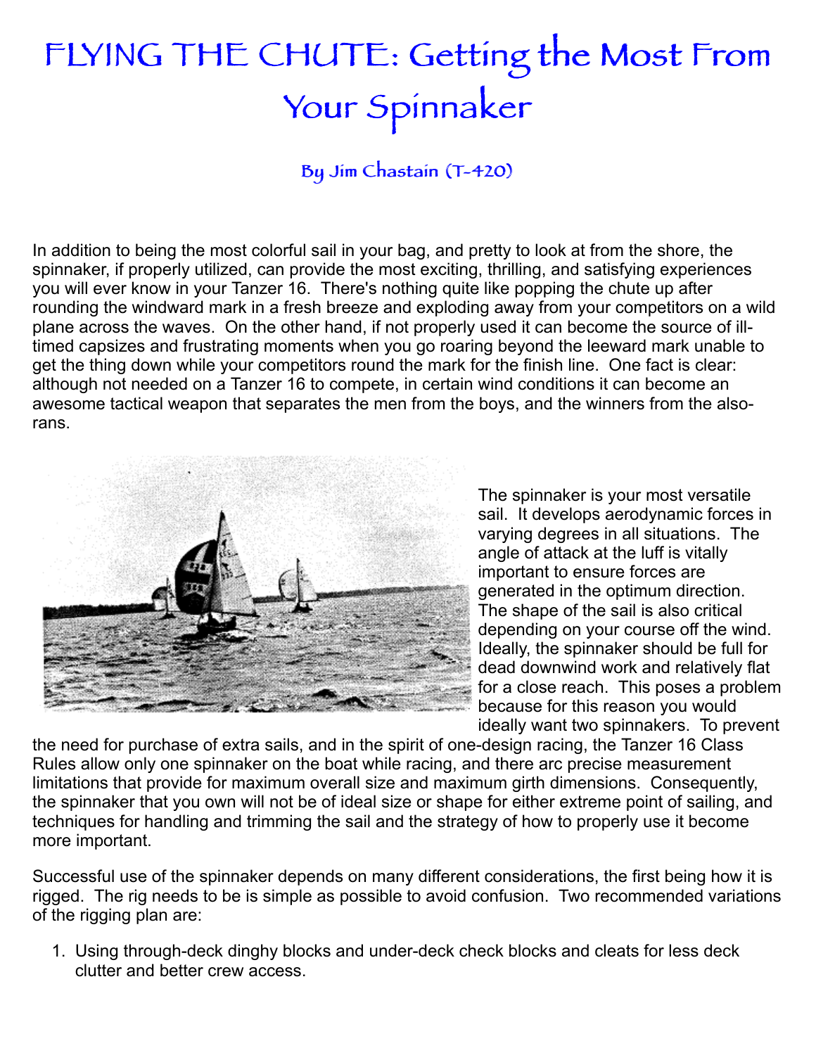# FLYING THE CHUTE: Getting the Most From Your Spinnaker

### By Jim Chastain (T-420)

In addition to being the most colorful sail in your bag, and pretty to look at from the shore, the spinnaker, if properly utilized, can provide the most exciting, thrilling, and satisfying experiences you will ever know in your Tanzer 16. There's nothing quite like popping the chute up after rounding the windward mark in a fresh breeze and exploding away from your competitors on a wild plane across the waves. On the other hand, if not properly used it can become the source of ill-timed capsizes and frustrating moments when you go roaring beyond the leeward mark unable to get the thing down while your competitors round the mark for the finish line. One fact is clear: although not needed on a Tanzer 16 to compete, in certain wind conditions it can become an awesome tactical weapon that separates the men from the boys, and the winners from the also-rans.

The spinnaker is your most versatile sail. It develops aerodynamic forces in varying degrees in all situations. The angle of attack at the luff is vitally important to ensure forces are generated in the optimum direction. The shape of the sail is also critical depending on your course off the wind. Ideally, the spinnaker should be full for dead downwind work and relatively flat for a close reach. This poses a problem because for this reason you would ideally want two spinnakers. To prevent the need for purchase of extra sails, and in the spirit of one-design racing, the Tanzer 16 Class Rules allow only one spinnaker on the boat while racing, and there arc precise measurement limitations that provide for maximum overall size and maximum girth dimensions. Consequently, the spinnaker that you own will not be of ideal size or shape for either extreme point of sailing, and techniques for handling and trimming the sail and the strategy of how to properly use it become more important.

Successful use of the spinnaker depends on many different considerations, the first being how it is rigged. The rig needs to be is simple as possible to avoid confusion. Two recommended variations of the rigging plan are:

1. Using through-deck dinghy blocks and under-deck check blocks and cleats for less deck clutter and better crew access.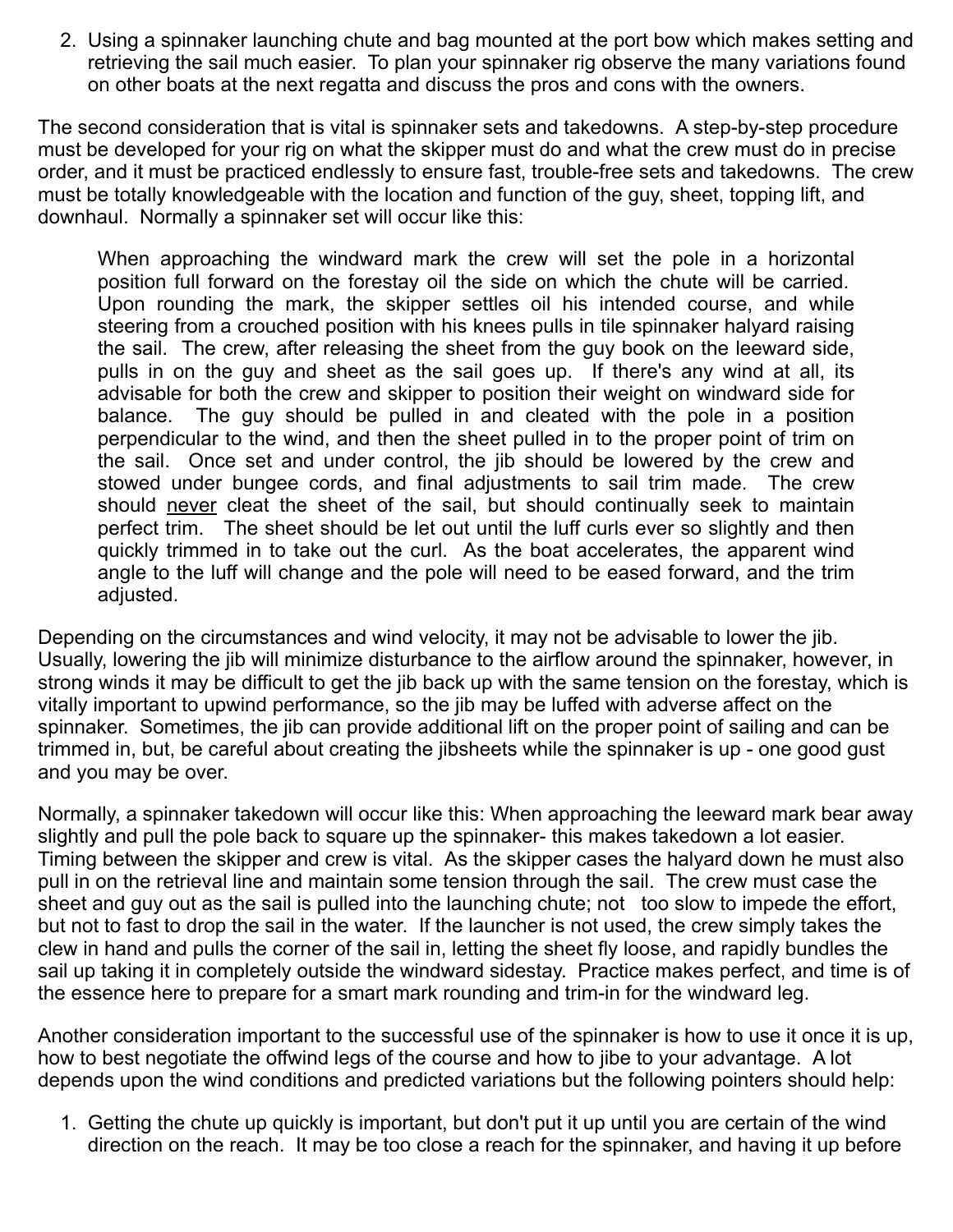2. Using a spinnaker launching chute and bag mounted at the port bow which makes setting and retrieving the sail much easier. To plan your spinnaker rig observe the many variations found on other boats at the next regatta and discuss the pros and cons with the owners.

The second consideration that is vital is spinnaker sets and takedowns. A step-by-step procedure must be developed for your rig on what the skipper must do and what the crew must do in precise order, and it must be practiced endlessly to ensure fast, trouble-free sets and takedowns. The crew must be totally knowledgeable with the location and function of the guy, sheet, topping lift, and downhaul. Normally a spinnaker set will occur like this:

> When approaching the windward mark the crew will set the pole in a horizontal position full forward on the forestay oil the side on which the chute will be carried. Upon rounding the mark, the skipper settles oil his intended course, and while steering from a crouched position with his knees pulls in tile spinnaker halyard raising the sail. The crew, after releasing the sheet from the guy book on the leeward side, pulls in on the guy and sheet as the sail goes up. If there's any wind at all, its advisable for both the crew and skipper to position their weight on windward side for balance. The guy should be pulled in and cleated with the pole in a position perpendicular to the wind, and then the sheet pulled in to the proper point of trim on the sail. Once set and under control, the jib should be lowered by the crew and stowed under bungee cords, and final adjustments to sail trim made. The crew should <u>never</u> cleat the sheet of the sail, but should continually seek to maintain perfect trim. The sheet should be let out until the luff curls ever so slightly and then quickly trimmed in to take out the curl. As the boat accelerates, the apparent wind angle to the luff will change and the pole will need to be eased forward, and the trim adjusted.

Depending on the circumstances and wind velocity, it may not be advisable to lower the jib. Usually, lowering the jib will minimize disturbance to the airflow around the spinnaker, however, in strong winds it may be difficult to get the jib back up with the same tension on the forestay, which is vitally important to upwind performance, so the jib may be luffed with adverse affect on the spinnaker. Sometimes, the jib can provide additional lift on the proper point of sailing and can be trimmed in, but, be careful about creating the jibsheets while the spinnaker is up - one good gust and you may be over.

Normally, a spinnaker takedown will occur like this: When approaching the leeward mark bear away slightly and pull the pole back to square up the spinnaker- this makes takedown a lot easier. Timing between the skipper and crew is vital. As the skipper cases the halyard down he must also pull in on the retrieval line and maintain some tension through the sail. The crew must case the sheet and guy out as the sail is pulled into the launching chute; not too slow to impede the effort, but not to fast to drop the sail in the water. If the launcher is not used, the crew simply takes the clew in hand and pulls the corner of the sail in, letting the sheet fly loose, and rapidly bundles the sail up taking it in completely outside the windward sidestay. Practice makes perfect, and time is of the essence here to prepare for a smart mark rounding and trim-in for the windward leg.

Another consideration important to the successful use of the spinnaker is how to use it once it is up, how to best negotiate the offwind legs of the course and how to jibe to your advantage. A lot depends upon the wind conditions and predicted variations but the following pointers should help:

1. Getting the chute up quickly is important, but don't put it up until you are certain of the wind direction on the reach. It may be too close a reach for the spinnaker, and having it up before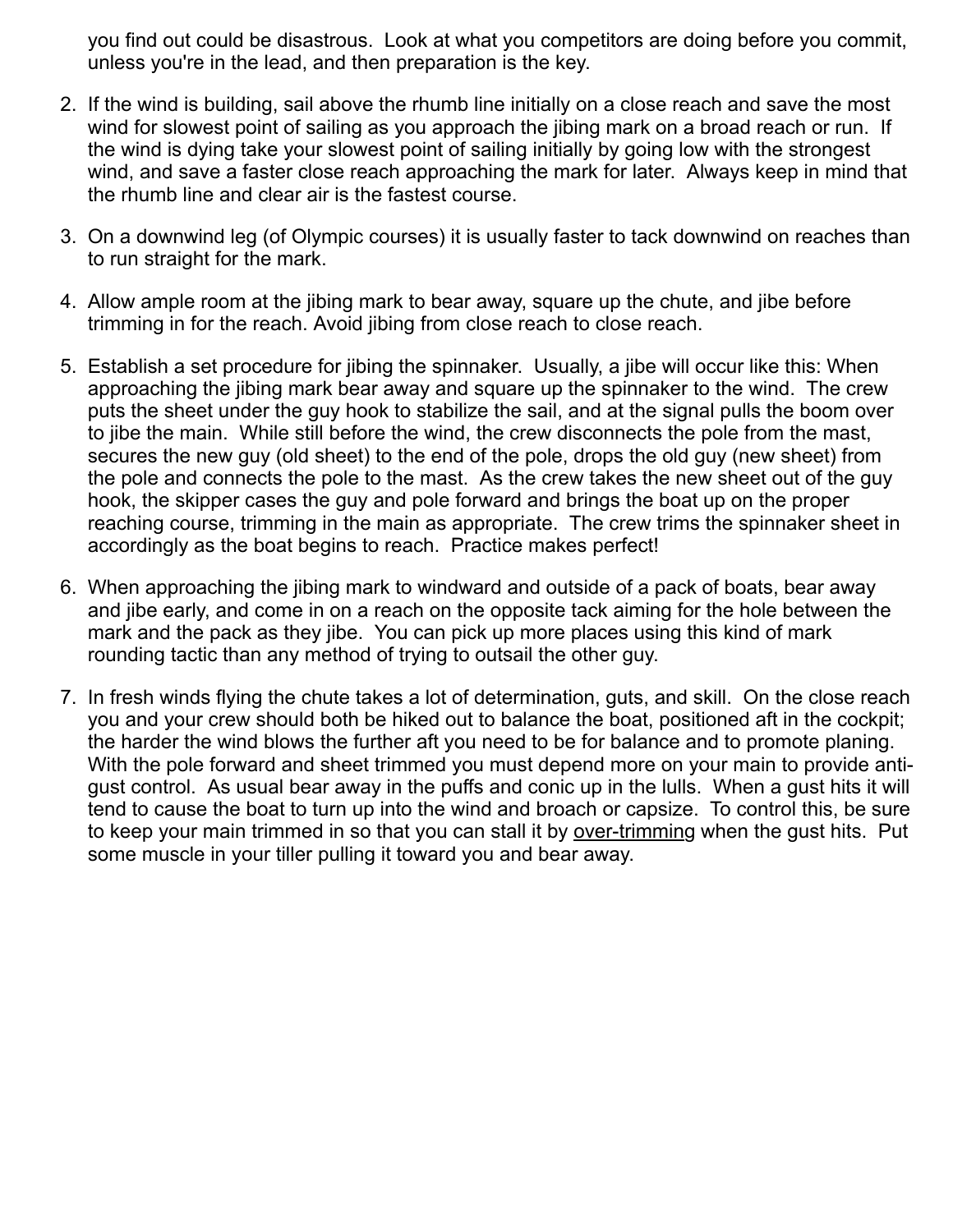you find out could be disastrous. Look at what you competitors are doing before you commit, unless you're in the lead, and then preparation is the key.

2. If the wind is building, sail above the rhumb line initially on a close reach and save the most wind for slowest point of sailing as you approach the jibing mark on a broad reach or run. If the wind is dying take your slowest point of sailing initially by going low with the strongest wind, and save a faster close reach approaching the mark for later. Always keep in mind that the rhumb line and clear air is the fastest course.

3. On a downwind leg (of Olympic courses) it is usually faster to tack downwind on reaches than to run straight for the mark.

4. Allow ample room at the jibing mark to bear away, square up the chute, and jibe before trimming in for the reach. Avoid jibing from close reach to close reach.

5. Establish a set procedure for jibing the spinnaker. Usually, a jibe will occur like this: When approaching the jibing mark bear away and square up the spinnaker to the wind. The crew puts the sheet under the guy hook to stabilize the sail, and at the signal pulls the boom over to jibe the main. While still before the wind, the crew disconnects the pole from the mast, secures the new guy (old sheet) to the end of the pole, drops the old guy (new sheet) from the pole and connects the pole to the mast. As the crew takes the new sheet out of the guy hook, the skipper cases the guy and pole forward and brings the boat up on the proper reaching course, trimming in the main as appropriate. The crew trims the spinnaker sheet in accordingly as the boat begins to reach. Practice makes perfect!

6. When approaching the jibing mark to windward and outside of a pack of boats, bear away and jibe early, and come in on a reach on the opposite tack aiming for the hole between the mark and the pack as they jibe. You can pick up more places using this kind of mark rounding tactic than any method of trying to outsail the other guy.

7. In fresh winds flying the chute takes a lot of determination, guts, and skill. On the close reach you and your crew should both be hiked out to balance the boat, positioned aft in the cockpit; the harder the wind blows the further aft you need to be for balance and to promote planing. With the pole forward and sheet trimmed you must depend more on your main to provide anti-gust control. As usual bear away in the puffs and conic up in the lulls. When a gust hits it will tend to cause the boat to turn up into the wind and broach or capsize. To control this, be sure to keep your main trimmed in so that you can stall it by <u>over-trimming</u> when the gust hits. Put some muscle in your tiller pulling it toward you and bear away.